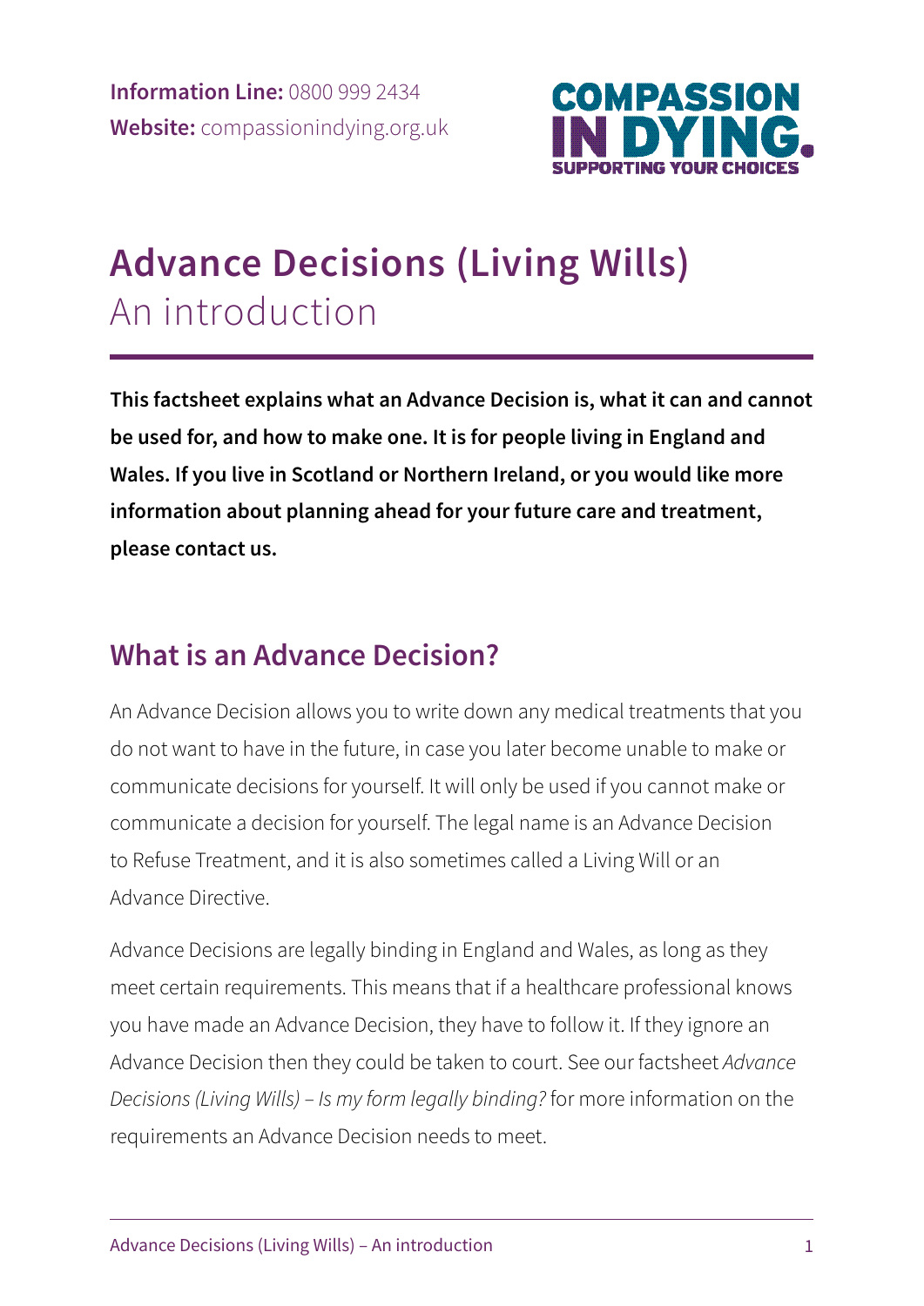**Information Line:** 0800 999 2434
**Website:** compassionindying.org.uk

COMPASSION IN DYING. SUPPORTING YOUR CHOICES

# Advance Decisions (Living Wills)
An introduction

**This factsheet explains what an Advance Decision is, what it can and cannot be used for, and how to make one. It is for people living in England and Wales. If you live in Scotland or Northern Ireland, or you would like more information about planning ahead for your future care and treatment, please contact us.**

## What is an Advance Decision?

An Advance Decision allows you to write down any medical treatments that you do not want to have in the future, in case you later become unable to make or communicate decisions for yourself. It will only be used if you cannot make or communicate a decision for yourself. The legal name is an Advance Decision to Refuse Treatment, and it is also sometimes called a Living Will or an Advance Directive.

Advance Decisions are legally binding in England and Wales, as long as they meet certain requirements. This means that if a healthcare professional knows you have made an Advance Decision, they have to follow it. If they ignore an Advance Decision then they could be taken to court. See our factsheet *Advance Decisions (Living Wills) – Is my form legally binding?* for more information on the requirements an Advance Decision needs to meet.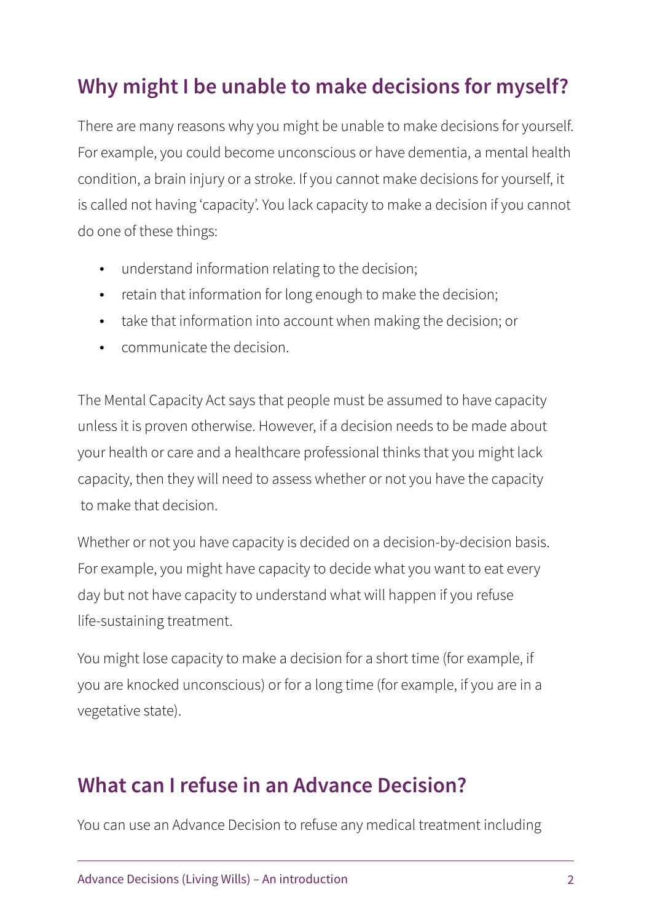## Why might I be unable to make decisions for myself?

There are many reasons why you might be unable to make decisions for yourself. For example, you could become unconscious or have dementia, a mental health condition, a brain injury or a stroke. If you cannot make decisions for yourself, it is called not having 'capacity'. You lack capacity to make a decision if you cannot do one of these things:

- understand information relating to the decision;
- retain that information for long enough to make the decision;
- take that information into account when making the decision; or
- communicate the decision.

The Mental Capacity Act says that people must be assumed to have capacity unless it is proven otherwise. However, if a decision needs to be made about your health or care and a healthcare professional thinks that you might lack capacity, then they will need to assess whether or not you have the capacity to make that decision.

Whether or not you have capacity is decided on a decision-by-decision basis. For example, you might have capacity to decide what you want to eat every day but not have capacity to understand what will happen if you refuse life-sustaining treatment.

You might lose capacity to make a decision for a short time (for example, if you are knocked unconscious) or for a long time (for example, if you are in a vegetative state).

## What can I refuse in an Advance Decision?

You can use an Advance Decision to refuse any medical treatment including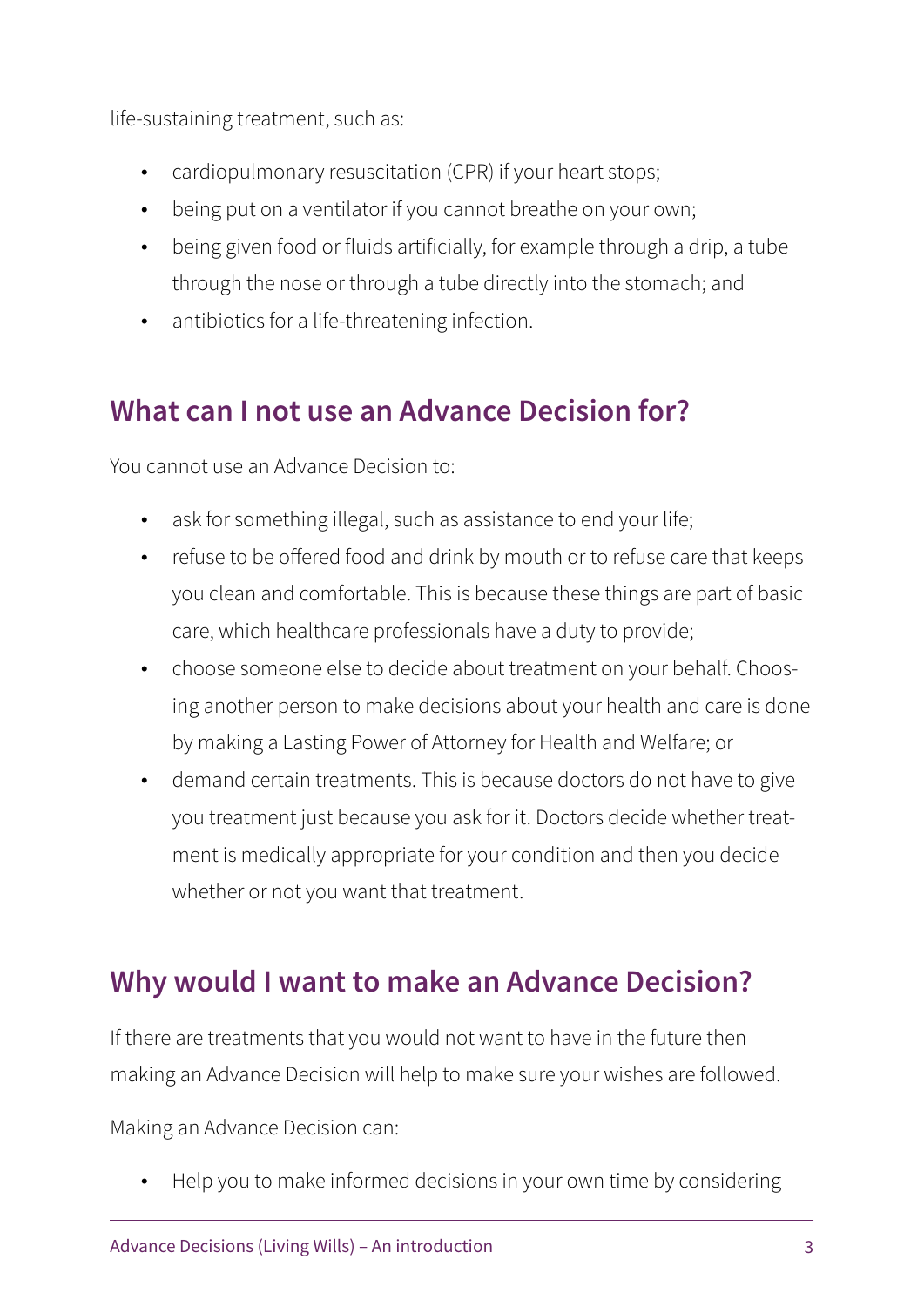life-sustaining treatment, such as:

- cardiopulmonary resuscitation (CPR) if your heart stops;
- being put on a ventilator if you cannot breathe on your own;
- being given food or fluids artificially, for example through a drip, a tube through the nose or through a tube directly into the stomach; and
- antibiotics for a life-threatening infection.

## What can I not use an Advance Decision for?

You cannot use an Advance Decision to:

- ask for something illegal, such as assistance to end your life;
- refuse to be offered food and drink by mouth or to refuse care that keeps you clean and comfortable. This is because these things are part of basic care, which healthcare professionals have a duty to provide;
- choose someone else to decide about treatment on your behalf. Choosing another person to make decisions about your health and care is done by making a Lasting Power of Attorney for Health and Welfare; or
- demand certain treatments. This is because doctors do not have to give you treatment just because you ask for it. Doctors decide whether treatment is medically appropriate for your condition and then you decide whether or not you want that treatment.

## Why would I want to make an Advance Decision?

If there are treatments that you would not want to have in the future then making an Advance Decision will help to make sure your wishes are followed.

Making an Advance Decision can:

- Help you to make informed decisions in your own time by considering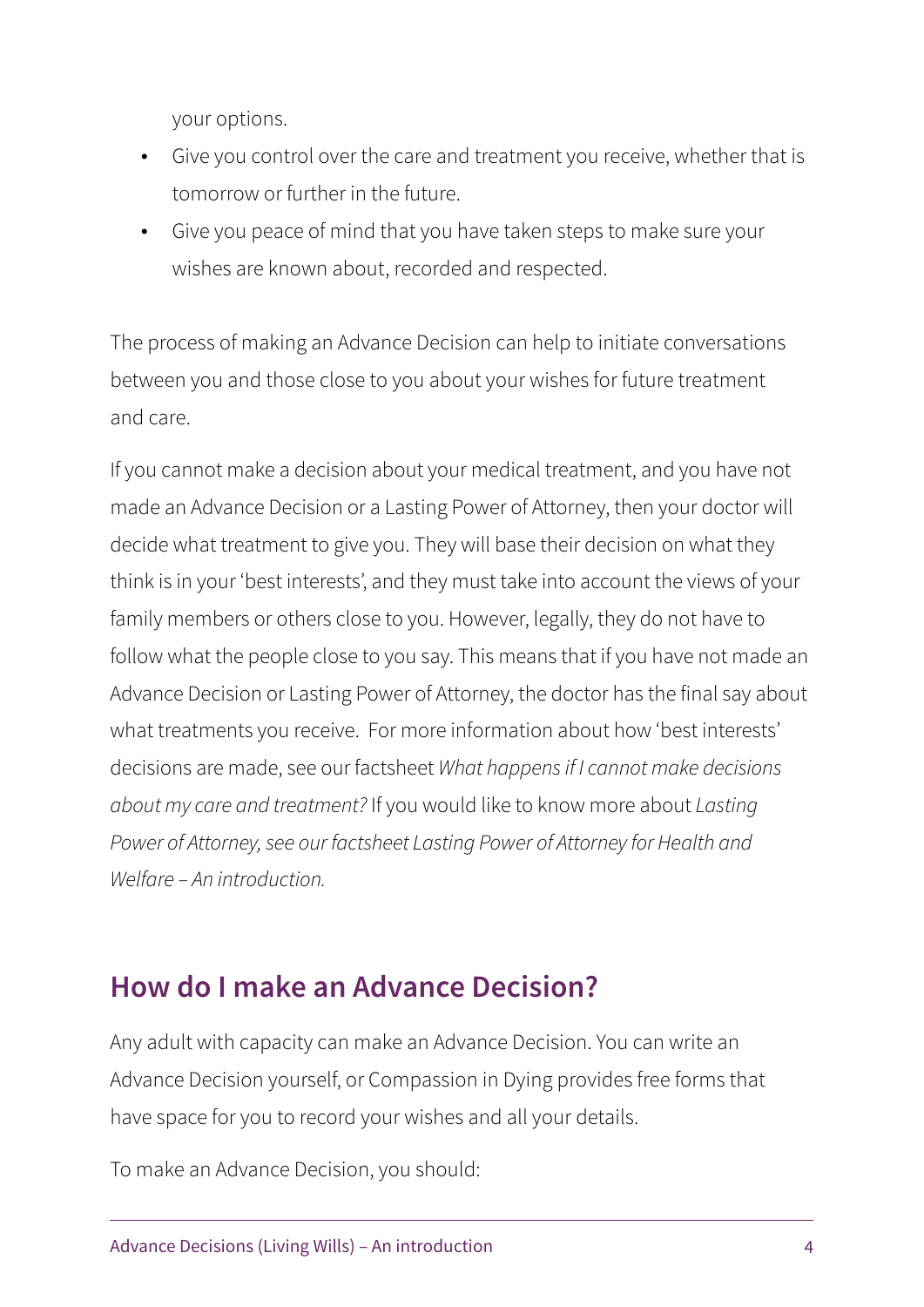your options.

- Give you control over the care and treatment you receive, whether that is tomorrow or further in the future.
- Give you peace of mind that you have taken steps to make sure your wishes are known about, recorded and respected.

The process of making an Advance Decision can help to initiate conversations between you and those close to you about your wishes for future treatment and care.

If you cannot make a decision about your medical treatment, and you have not made an Advance Decision or a Lasting Power of Attorney, then your doctor will decide what treatment to give you. They will base their decision on what they think is in your 'best interests', and they must take into account the views of your family members or others close to you. However, legally, they do not have to follow what the people close to you say. This means that if you have not made an Advance Decision or Lasting Power of Attorney, the doctor has the final say about what treatments you receive. For more information about how 'best interests' decisions are made, see our factsheet *What happens if I cannot make decisions about my care and treatment?* If you would like to know more about *Lasting Power of Attorney, see our factsheet Lasting Power of Attorney for Health and Welfare – An introduction.*

## How do I make an Advance Decision?

Any adult with capacity can make an Advance Decision. You can write an Advance Decision yourself, or Compassion in Dying provides free forms that have space for you to record your wishes and all your details.

To make an Advance Decision, you should: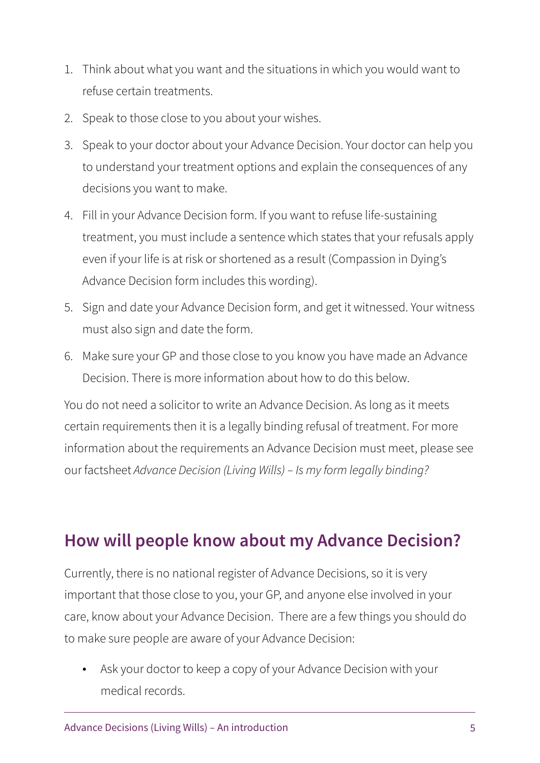1. Think about what you want and the situations in which you would want to refuse certain treatments.
2. Speak to those close to you about your wishes.
3. Speak to your doctor about your Advance Decision. Your doctor can help you to understand your treatment options and explain the consequences of any decisions you want to make.
4. Fill in your Advance Decision form. If you want to refuse life-sustaining treatment, you must include a sentence which states that your refusals apply even if your life is at risk or shortened as a result (Compassion in Dying's Advance Decision form includes this wording).
5. Sign and date your Advance Decision form, and get it witnessed. Your witness must also sign and date the form.
6. Make sure your GP and those close to you know you have made an Advance Decision. There is more information about how to do this below.

You do not need a solicitor to write an Advance Decision. As long as it meets certain requirements then it is a legally binding refusal of treatment. For more information about the requirements an Advance Decision must meet, please see our factsheet *Advance Decision (Living Wills) – Is my form legally binding?*

## How will people know about my Advance Decision?

Currently, there is no national register of Advance Decisions, so it is very important that those close to you, your GP, and anyone else involved in your care, know about your Advance Decision. There are a few things you should do to make sure people are aware of your Advance Decision:

- Ask your doctor to keep a copy of your Advance Decision with your medical records.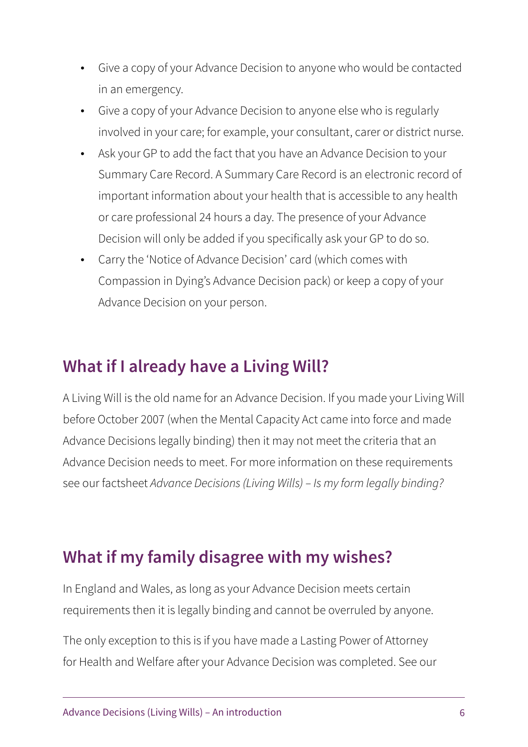- Give a copy of your Advance Decision to anyone who would be contacted in an emergency.
- Give a copy of your Advance Decision to anyone else who is regularly involved in your care; for example, your consultant, carer or district nurse.
- Ask your GP to add the fact that you have an Advance Decision to your Summary Care Record. A Summary Care Record is an electronic record of important information about your health that is accessible to any health or care professional 24 hours a day. The presence of your Advance Decision will only be added if you specifically ask your GP to do so.
- Carry the 'Notice of Advance Decision' card (which comes with Compassion in Dying's Advance Decision pack) or keep a copy of your Advance Decision on your person.

## What if I already have a Living Will?

A Living Will is the old name for an Advance Decision. If you made your Living Will before October 2007 (when the Mental Capacity Act came into force and made Advance Decisions legally binding) then it may not meet the criteria that an Advance Decision needs to meet. For more information on these requirements see our factsheet *Advance Decisions (Living Wills) – Is my form legally binding?*

## What if my family disagree with my wishes?

In England and Wales, as long as your Advance Decision meets certain requirements then it is legally binding and cannot be overruled by anyone.

The only exception to this is if you have made a Lasting Power of Attorney for Health and Welfare after your Advance Decision was completed. See our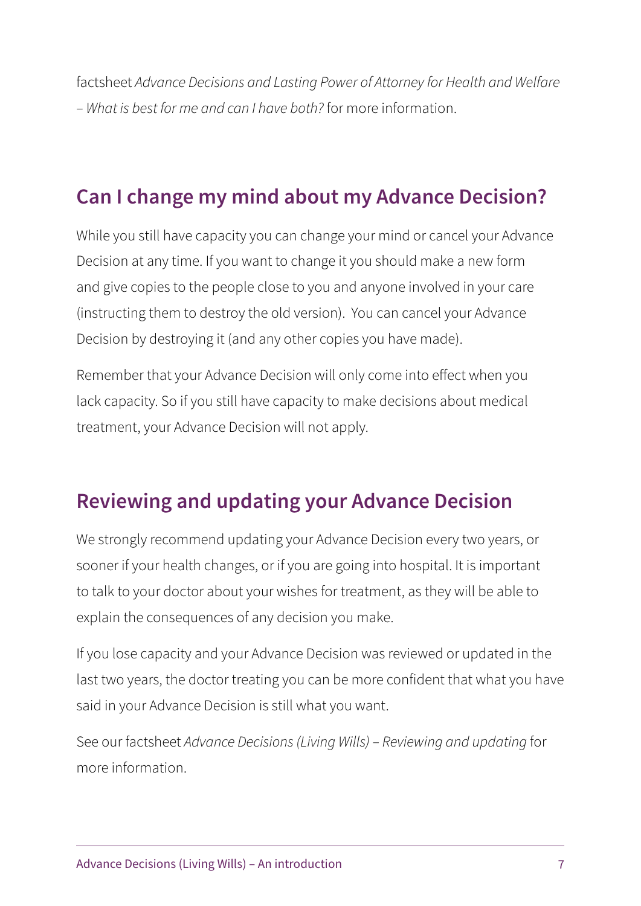factsheet *Advance Decisions and Lasting Power of Attorney for Health and Welfare – What is best for me and can I have both?* for more information.

## Can I change my mind about my Advance Decision?

While you still have capacity you can change your mind or cancel your Advance Decision at any time. If you want to change it you should make a new form and give copies to the people close to you and anyone involved in your care (instructing them to destroy the old version). You can cancel your Advance Decision by destroying it (and any other copies you have made).

Remember that your Advance Decision will only come into effect when you lack capacity. So if you still have capacity to make decisions about medical treatment, your Advance Decision will not apply.

## Reviewing and updating your Advance Decision

We strongly recommend updating your Advance Decision every two years, or sooner if your health changes, or if you are going into hospital. It is important to talk to your doctor about your wishes for treatment, as they will be able to explain the consequences of any decision you make.

If you lose capacity and your Advance Decision was reviewed or updated in the last two years, the doctor treating you can be more confident that what you have said in your Advance Decision is still what you want.

See our factsheet *Advance Decisions (Living Wills) – Reviewing and updating* for more information.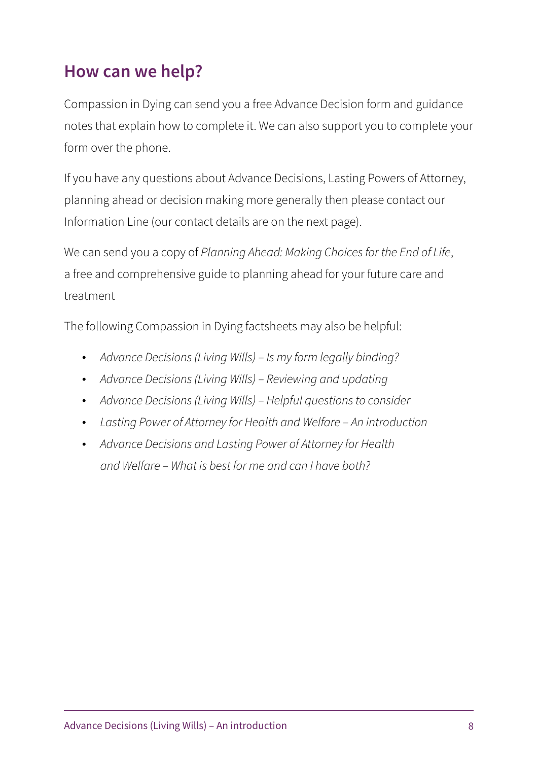## How can we help?

Compassion in Dying can send you a free Advance Decision form and guidance notes that explain how to complete it. We can also support you to complete your form over the phone.

If you have any questions about Advance Decisions, Lasting Powers of Attorney, planning ahead or decision making more generally then please contact our Information Line (our contact details are on the next page).

We can send you a copy of *Planning Ahead: Making Choices for the End of Life*, a free and comprehensive guide to planning ahead for your future care and treatment

The following Compassion in Dying factsheets may also be helpful:

- *Advance Decisions (Living Wills) – Is my form legally binding?*
- *Advance Decisions (Living Wills) – Reviewing and updating*
- *Advance Decisions (Living Wills) – Helpful questions to consider*
- *Lasting Power of Attorney for Health and Welfare – An introduction*
- *Advance Decisions and Lasting Power of Attorney for Health and Welfare – What is best for me and can I have both?*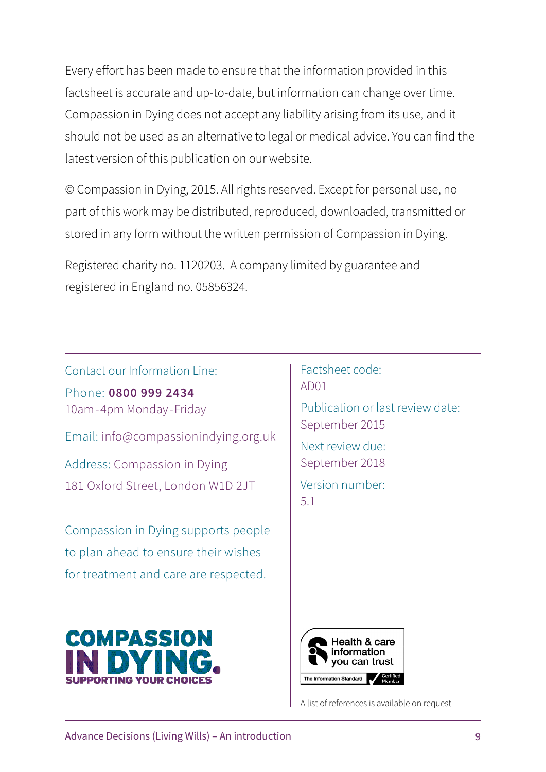Every effort has been made to ensure that the information provided in this factsheet is accurate and up-to-date, but information can change over time. Compassion in Dying does not accept any liability arising from its use, and it should not be used as an alternative to legal or medical advice. You can find the latest version of this publication on our website.

© Compassion in Dying, 2015. All rights reserved. Except for personal use, no part of this work may be distributed, reproduced, downloaded, transmitted or stored in any form without the written permission of Compassion in Dying.

Registered charity no. 1120203. A company limited by guarantee and registered in England no. 05856324.

Contact our Information Line:

Phone: **0800 999 2434**
10am-4pm Monday-Friday

Email: info@compassionindying.org.uk

Address: Compassion in Dying
181 Oxford Street, London W1D 2JT

Compassion in Dying supports people to plan ahead to ensure their wishes for treatment and care are respected.

COMPASSION IN DYING.
SUPPORTING YOUR CHOICES

Factsheet code:
AD01

Publication or last review date:
September 2015

Next review due:
September 2018

Version number:
5.1

Health & care information you can trust
The Information Standard — Certified Member

A list of references is available on request